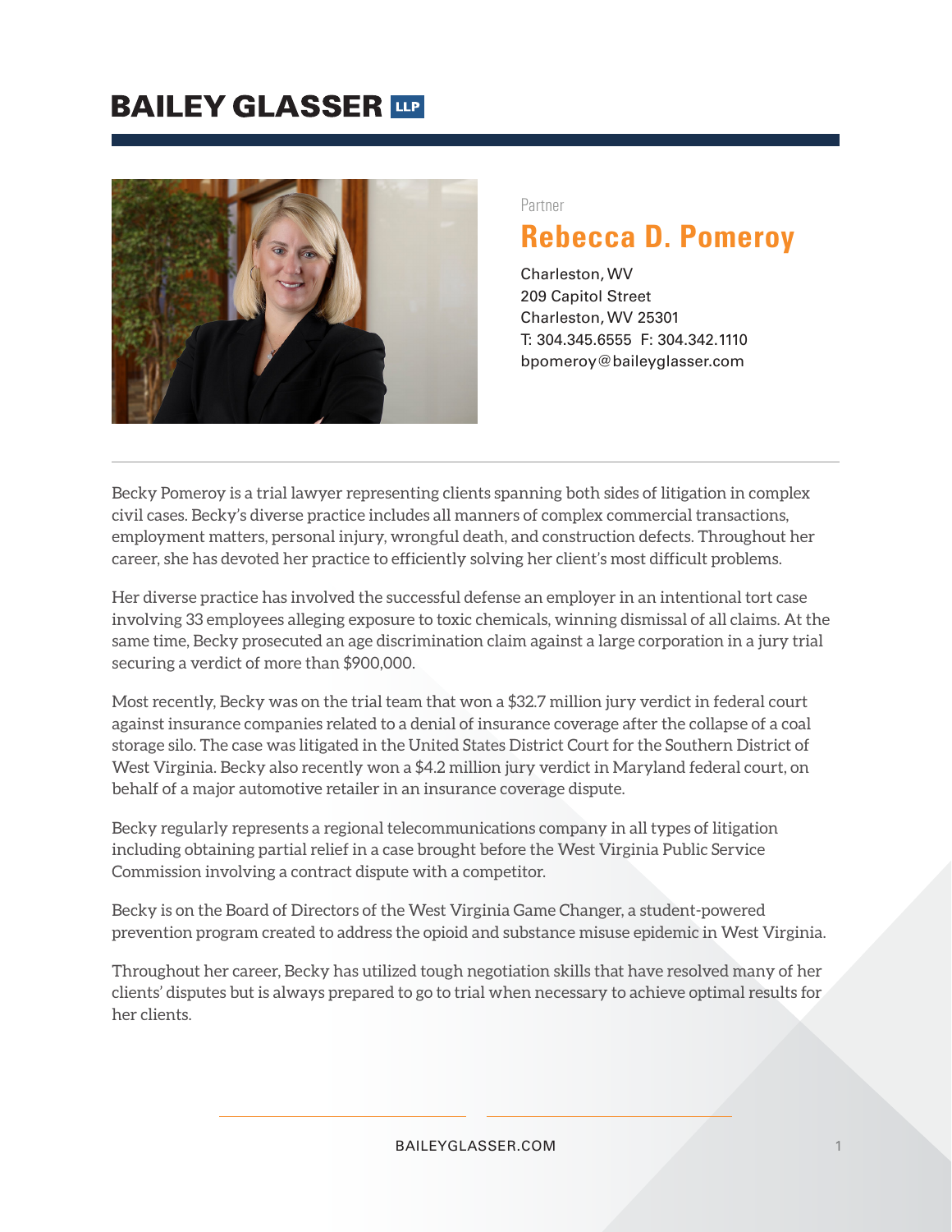**BAILEY GLASSER LLP**

Partner

# Rebecca D. Pomeroy

Charleston, WV
209 Capitol Street
Charleston, WV 25301
T: 304.345.6555 F: 304.342.1110
bpomeroy@baileyglasser.com

Becky Pomeroy is a trial lawyer representing clients spanning both sides of litigation in complex civil cases. Becky's diverse practice includes all manners of complex commercial transactions, employment matters, personal injury, wrongful death, and construction defects. Throughout her career, she has devoted her practice to efficiently solving her client's most difficult problems.

Her diverse practice has involved the successful defense an employer in an intentional tort case involving 33 employees alleging exposure to toxic chemicals, winning dismissal of all claims. At the same time, Becky prosecuted an age discrimination claim against a large corporation in a jury trial securing a verdict of more than $900,000.

Most recently, Becky was on the trial team that won a $32.7 million jury verdict in federal court against insurance companies related to a denial of insurance coverage after the collapse of a coal storage silo. The case was litigated in the United States District Court for the Southern District of West Virginia. Becky also recently won a $4.2 million jury verdict in Maryland federal court, on behalf of a major automotive retailer in an insurance coverage dispute.

Becky regularly represents a regional telecommunications company in all types of litigation including obtaining partial relief in a case brought before the West Virginia Public Service Commission involving a contract dispute with a competitor.

Becky is on the Board of Directors of the West Virginia Game Changer, a student-powered prevention program created to address the opioid and substance misuse epidemic in West Virginia.

Throughout her career, Becky has utilized tough negotiation skills that have resolved many of her clients' disputes but is always prepared to go to trial when necessary to achieve optimal results for her clients.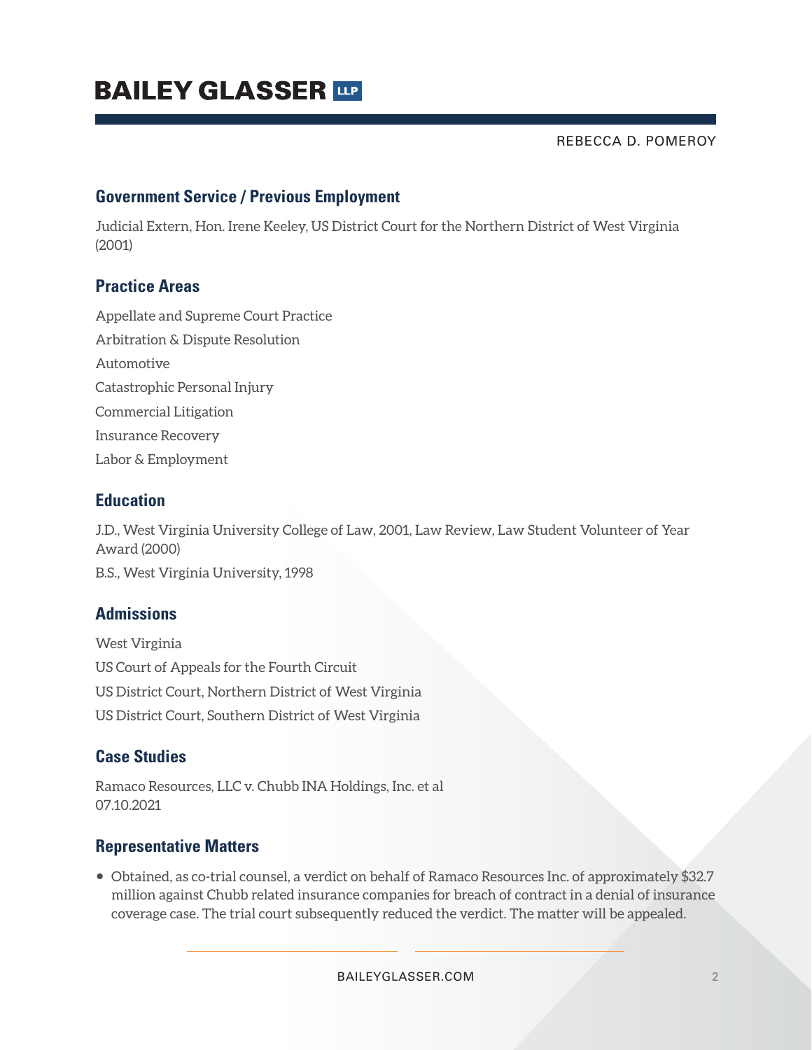## Government Service / Previous Employment

Judicial Extern, Hon. Irene Keeley, US District Court for the Northern District of West Virginia (2001)

## Practice Areas

Appellate and Supreme Court Practice

Arbitration & Dispute Resolution

Automotive

Catastrophic Personal Injury

Commercial Litigation

Insurance Recovery

Labor & Employment

## Education

J.D., West Virginia University College of Law, 2001, Law Review, Law Student Volunteer of Year Award (2000)

B.S., West Virginia University, 1998

## Admissions

West Virginia

US Court of Appeals for the Fourth Circuit

US District Court, Northern District of West Virginia

US District Court, Southern District of West Virginia

## Case Studies

Ramaco Resources, LLC v. Chubb INA Holdings, Inc. et al
07.10.2021

## Representative Matters

- Obtained, as co-trial counsel, a verdict on behalf of Ramaco Resources Inc. of approximately $32.7 million against Chubb related insurance companies for breach of contract in a denial of insurance coverage case. The trial court subsequently reduced the verdict. The matter will be appealed.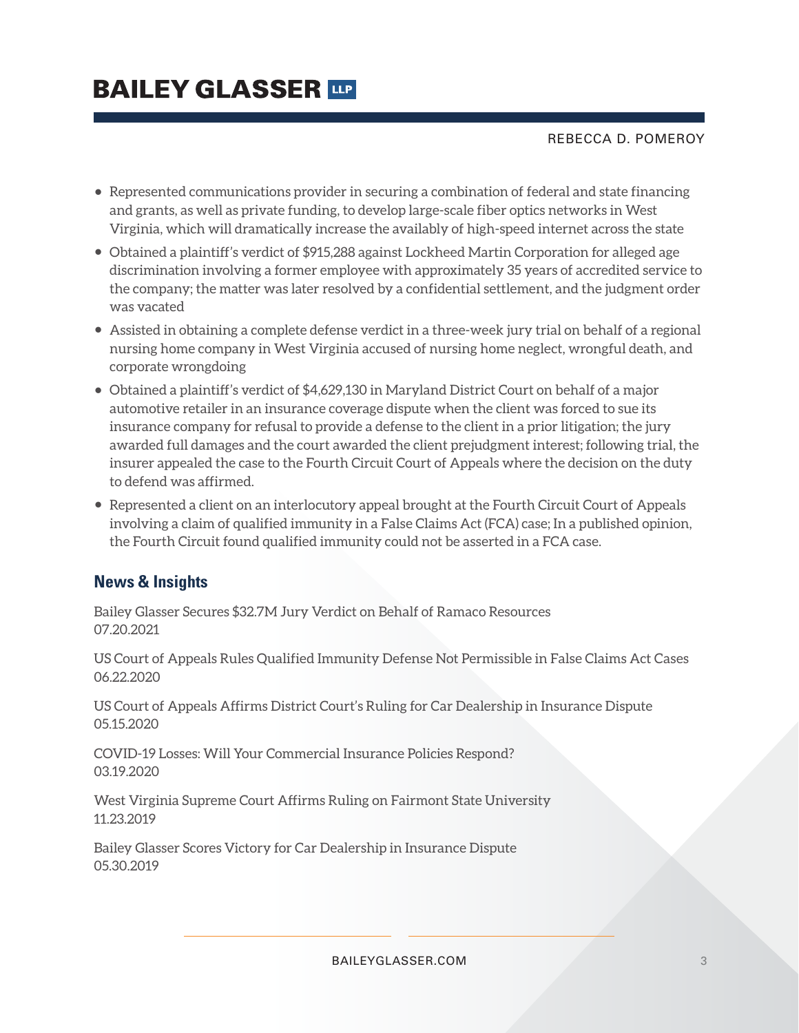- Represented communications provider in securing a combination of federal and state financing and grants, as well as private funding, to develop large-scale fiber optics networks in West Virginia, which will dramatically increase the availably of high-speed internet across the state
- Obtained a plaintiff's verdict of $915,288 against Lockheed Martin Corporation for alleged age discrimination involving a former employee with approximately 35 years of accredited service to the company; the matter was later resolved by a confidential settlement, and the judgment order was vacated
- Assisted in obtaining a complete defense verdict in a three-week jury trial on behalf of a regional nursing home company in West Virginia accused of nursing home neglect, wrongful death, and corporate wrongdoing
- Obtained a plaintiff's verdict of $4,629,130 in Maryland District Court on behalf of a major automotive retailer in an insurance coverage dispute when the client was forced to sue its insurance company for refusal to provide a defense to the client in a prior litigation; the jury awarded full damages and the court awarded the client prejudgment interest; following trial, the insurer appealed the case to the Fourth Circuit Court of Appeals where the decision on the duty to defend was affirmed.
- Represented a client on an interlocutory appeal brought at the Fourth Circuit Court of Appeals involving a claim of qualified immunity in a False Claims Act (FCA) case; In a published opinion, the Fourth Circuit found qualified immunity could not be asserted in a FCA case.

## News & Insights

Bailey Glasser Secures $32.7M Jury Verdict on Behalf of Ramaco Resources
07.20.2021

US Court of Appeals Rules Qualified Immunity Defense Not Permissible in False Claims Act Cases
06.22.2020

US Court of Appeals Affirms District Court's Ruling for Car Dealership in Insurance Dispute
05.15.2020

COVID-19 Losses: Will Your Commercial Insurance Policies Respond?
03.19.2020

West Virginia Supreme Court Affirms Ruling on Fairmont State University
11.23.2019

Bailey Glasser Scores Victory for Car Dealership in Insurance Dispute
05.30.2019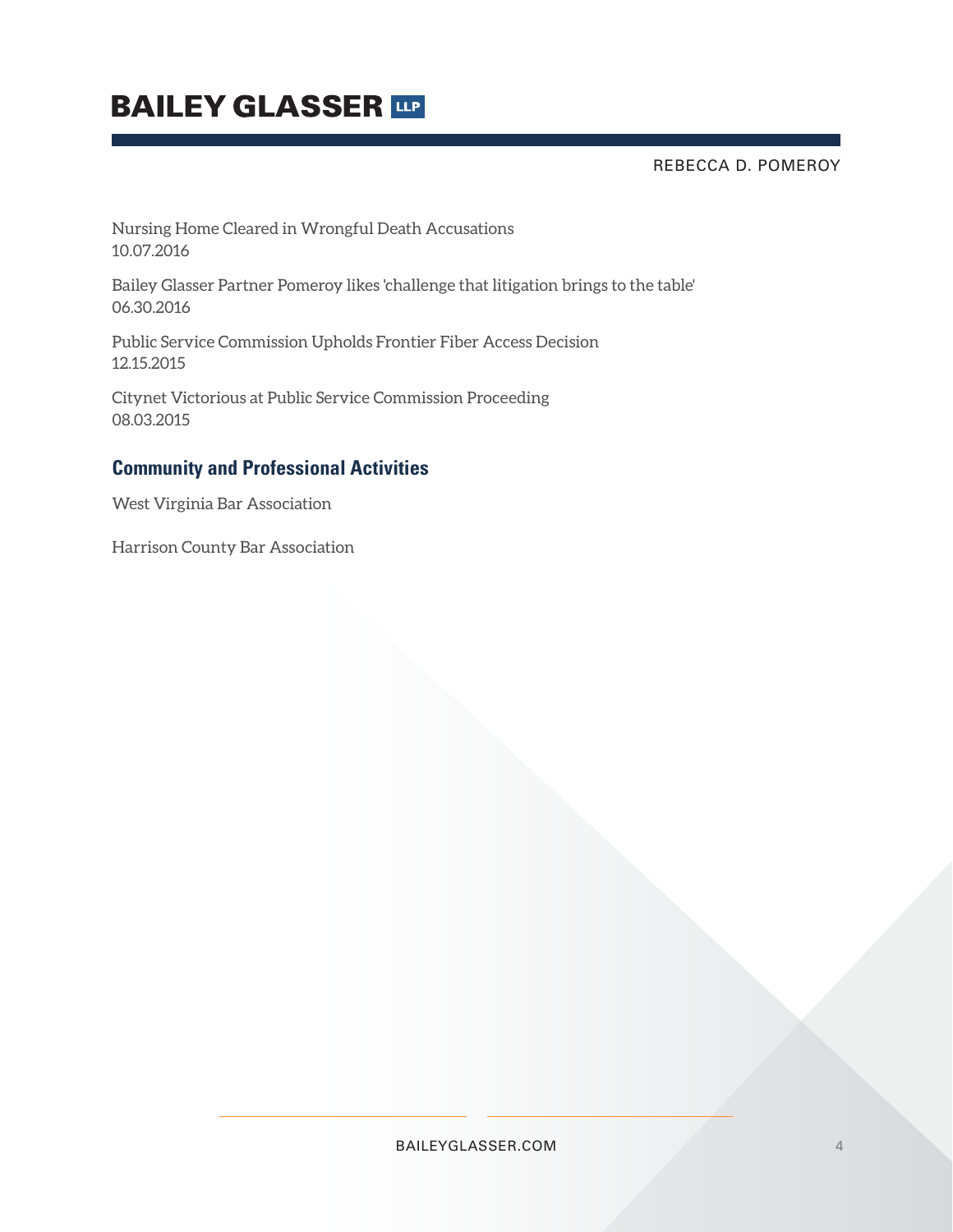Nursing Home Cleared in Wrongful Death Accusations
10.07.2016

Bailey Glasser Partner Pomeroy likes 'challenge that litigation brings to the table'
06.30.2016

Public Service Commission Upholds Frontier Fiber Access Decision
12.15.2015

Citynet Victorious at Public Service Commission Proceeding
08.03.2015

## Community and Professional Activities

West Virginia Bar Association

Harrison County Bar Association